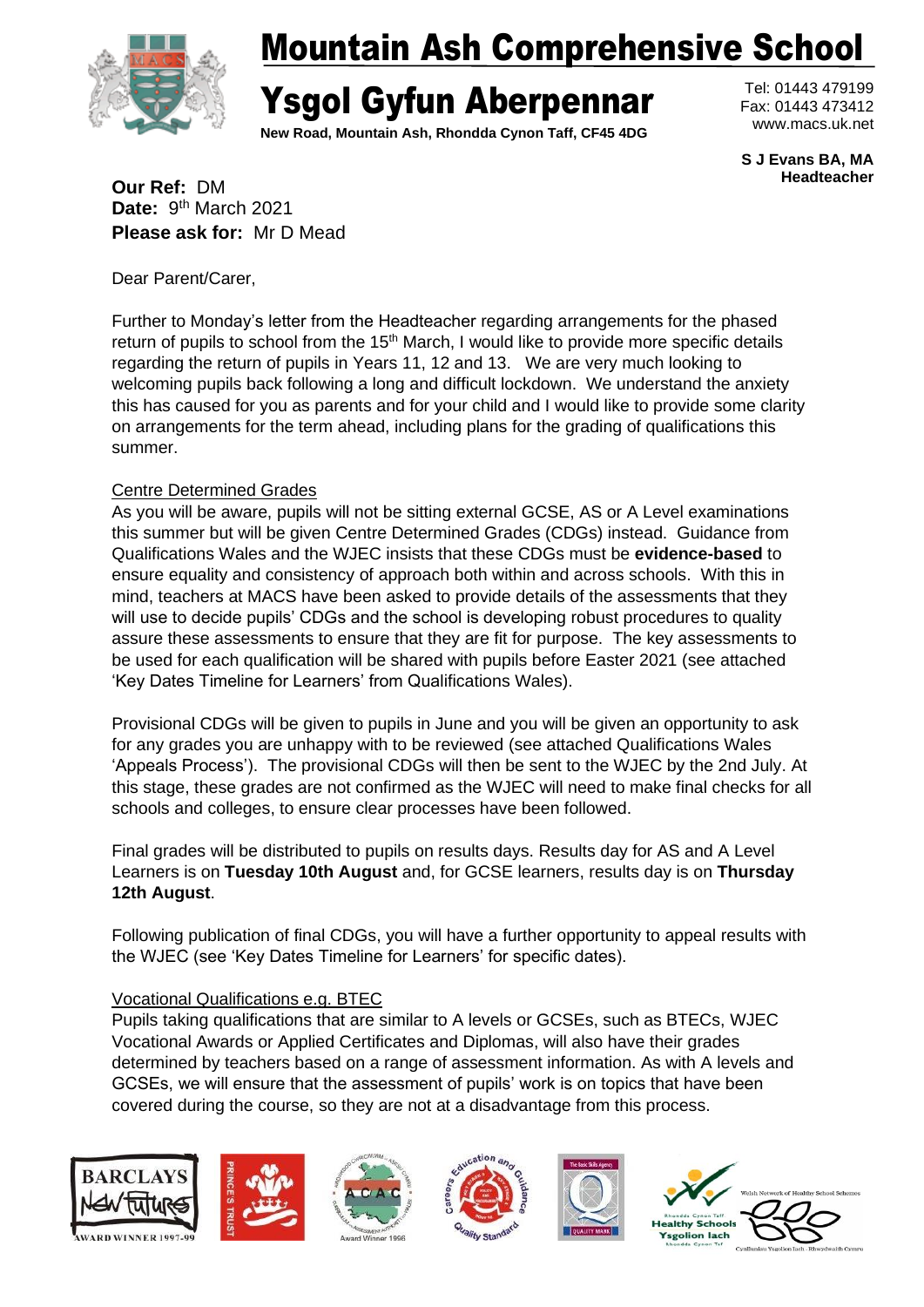# Mountain Ash Comprehensive School

# Ysgol Gyfun Aberpennar

**New Road, Mountain Ash, Rhondda Cynon Taff, CF45 4DG**

Tel: 01443 479199
Fax: 01443 473412
www.macs.uk.net

**S J Evans BA, MA**
**Headteacher**

**Our Ref:** DM
**Date:** 9th March 2021
**Please ask for:** Mr D Mead

Dear Parent/Carer,

Further to Monday's letter from the Headteacher regarding arrangements for the phased return of pupils to school from the 15th March, I would like to provide more specific details regarding the return of pupils in Years 11, 12 and 13. We are very much looking to welcoming pupils back following a long and difficult lockdown. We understand the anxiety this has caused for you as parents and for your child and I would like to provide some clarity on arrangements for the term ahead, including plans for the grading of qualifications this summer.

## Centre Determined Grades

As you will be aware, pupils will not be sitting external GCSE, AS or A Level examinations this summer but will be given Centre Determined Grades (CDGs) instead. Guidance from Qualifications Wales and the WJEC insists that these CDGs must be **evidence-based** to ensure equality and consistency of approach both within and across schools. With this in mind, teachers at MACS have been asked to provide details of the assessments that they will use to decide pupils' CDGs and the school is developing robust procedures to quality assure these assessments to ensure that they are fit for purpose. The key assessments to be used for each qualification will be shared with pupils before Easter 2021 (see attached 'Key Dates Timeline for Learners' from Qualifications Wales).

Provisional CDGs will be given to pupils in June and you will be given an opportunity to ask for any grades you are unhappy with to be reviewed (see attached Qualifications Wales 'Appeals Process'). The provisional CDGs will then be sent to the WJEC by the 2nd July. At this stage, these grades are not confirmed as the WJEC will need to make final checks for all schools and colleges, to ensure clear processes have been followed.

Final grades will be distributed to pupils on results days. Results day for AS and A Level Learners is on **Tuesday 10th August** and, for GCSE learners, results day is on **Thursday 12th August**.

Following publication of final CDGs, you will have a further opportunity to appeal results with the WJEC (see 'Key Dates Timeline for Learners' for specific dates).

## Vocational Qualifications e.g. BTEC

Pupils taking qualifications that are similar to A levels or GCSEs, such as BTECs, WJEC Vocational Awards or Applied Certificates and Diplomas, will also have their grades determined by teachers based on a range of assessment information. As with A levels and GCSEs, we will ensure that the assessment of pupils' work is on topics that have been covered during the course, so they are not at a disadvantage from this process.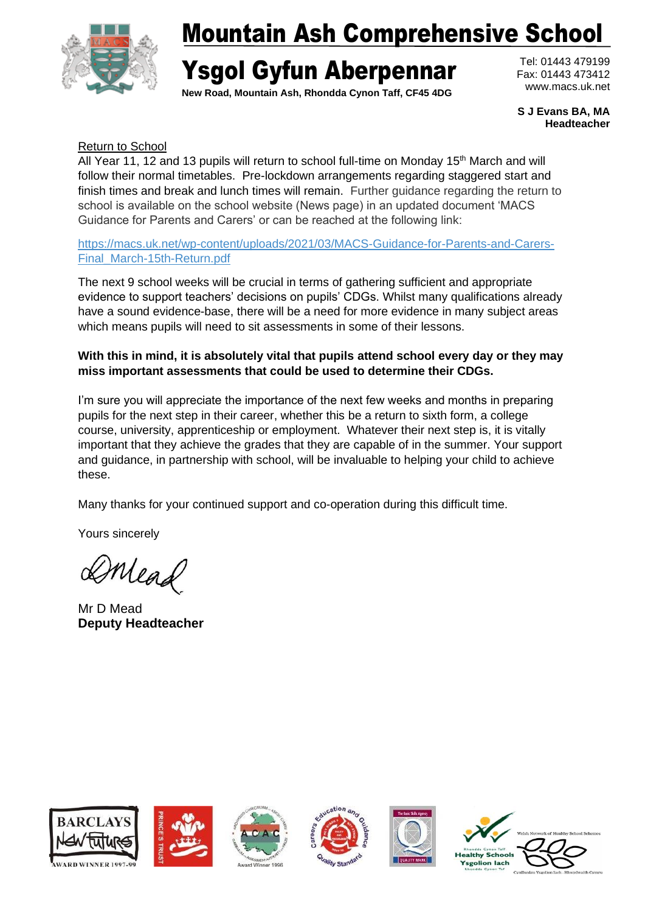# Mountain Ash Comprehensive School

# Ysgol Gyfun Aberpennar

**New Road, Mountain Ash, Rhondda Cynon Taff, CF45 4DG**

Tel: 01443 479199
Fax: 01443 473412
www.macs.uk.net

**S J Evans BA, MA**
**Headteacher**

Return to School

All Year 11, 12 and 13 pupils will return to school full-time on Monday 15th March and will follow their normal timetables. Pre-lockdown arrangements regarding staggered start and finish times and break and lunch times will remain. Further guidance regarding the return to school is available on the school website (News page) in an updated document 'MACS Guidance for Parents and Carers' or can be reached at the following link:

https://macs.uk.net/wp-content/uploads/2021/03/MACS-Guidance-for-Parents-and-Carers-Final_March-15th-Return.pdf

The next 9 school weeks will be crucial in terms of gathering sufficient and appropriate evidence to support teachers' decisions on pupils' CDGs. Whilst many qualifications already have a sound evidence-base, there will be a need for more evidence in many subject areas which means pupils will need to sit assessments in some of their lessons.

**With this in mind, it is absolutely vital that pupils attend school every day or they may miss important assessments that could be used to determine their CDGs.**

I'm sure you will appreciate the importance of the next few weeks and months in preparing pupils for the next step in their career, whether this be a return to sixth form, a college course, university, apprenticeship or employment. Whatever their next step is, it is vitally important that they achieve the grades that they are capable of in the summer. Your support and guidance, in partnership with school, will be invaluable to helping your child to achieve these.

Many thanks for your continued support and co-operation during this difficult time.

Yours sincerely

Mr D Mead
**Deputy Headteacher**